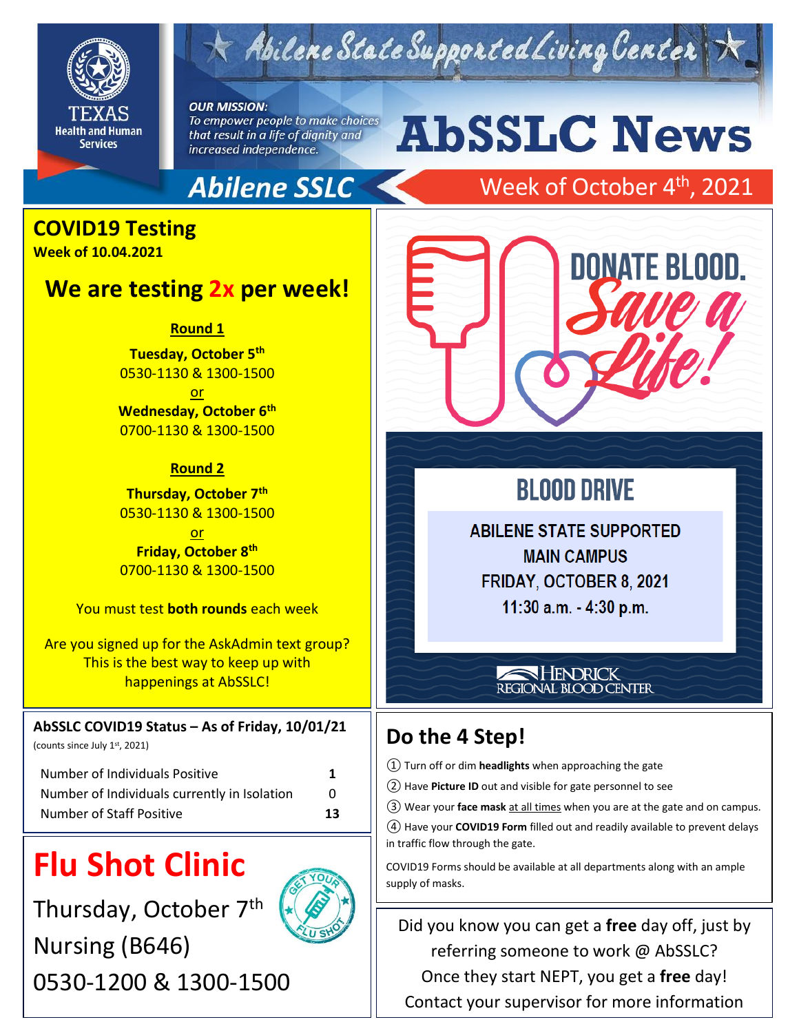# AbSSLC News

Abilene State Supported Living Center

**OUR MISSION:**
*To empower people to make choices that result in a life of dignity and increased independence.*

Texas Health and Human Services

**Abilene SSLC** — Week of October 4th, 2021

## COVID19 Testing
**Week of 10.04.2021**

### We are testing 2x per week!

**Round 1**

**Tuesday, October 5th**
0530-1130 & 1300-1500
or
**Wednesday, October 6th**
0700-1130 & 1300-1500

**Round 2**

**Thursday, October 7th**
0530-1130 & 1300-1500
or
**Friday, October 8th**
0700-1130 & 1300-1500

You must test **both rounds** each week

Are you signed up for the AskAdmin text group? This is the best way to keep up with happenings at AbSSLC!

## DONATE BLOOD. Save a Life!

### BLOOD DRIVE

ABILENE STATE SUPPORTED
MAIN CAMPUS
FRIDAY, OCTOBER 8, 2021
11:30 a.m. - 4:30 p.m.

HENDRICK REGIONAL BLOOD CENTER

### AbSSLC COVID19 Status – As of Friday, 10/01/21
(counts since July 1st, 2021)

| | |
|---|---|
| Number of Individuals Positive | 1 |
| Number of Individuals currently in Isolation | 0 |
| Number of Staff Positive | 13 |

## Do the 4 Step!

1. Turn off or dim **headlights** when approaching the gate
2. Have **Picture ID** out and visible for gate personnel to see
3. Wear your **face mask** at all times when you are at the gate and on campus.
4. Have your **COVID19 Form** filled out and readily available to prevent delays in traffic flow through the gate.

COVID19 Forms should be available at all departments along with an ample supply of masks.

## Flu Shot Clinic

Thursday, October 7th
Nursing (B646)
0530-1200 & 1300-1500

GET YOUR FLU SHOT

Did you know you can get a **free** day off, just by referring someone to work @ AbSSLC?
Once they start NEPT, you get a **free** day!
Contact your supervisor for more information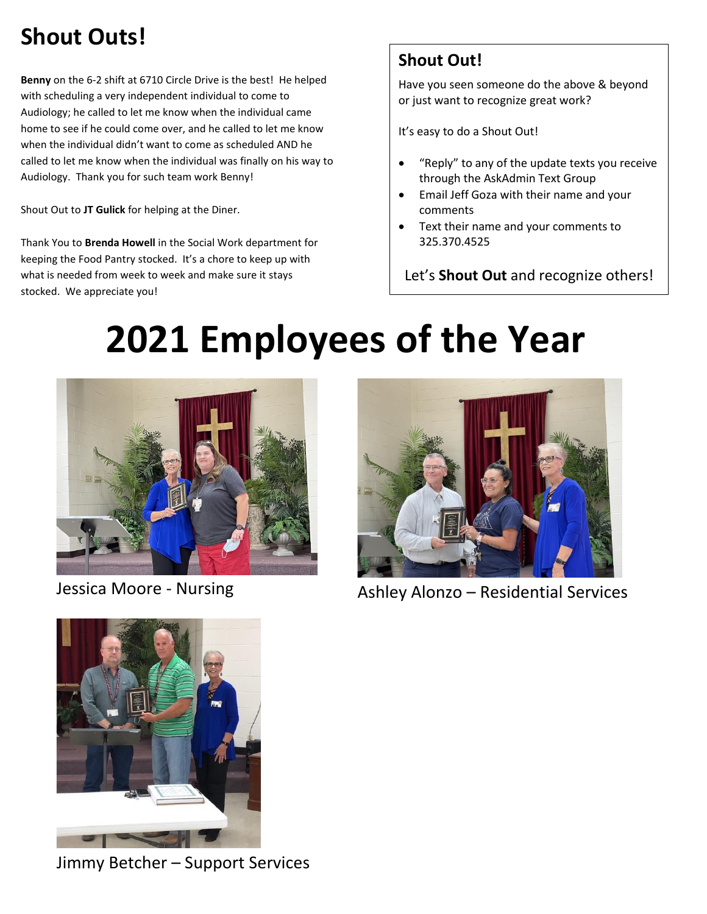# Shout Outs!

**Benny** on the 6-2 shift at 6710 Circle Drive is the best! He helped with scheduling a very independent individual to come to Audiology; he called to let me know when the individual came home to see if he could come over, and he called to let me know when the individual didn't want to come as scheduled AND he called to let me know when the individual was finally on his way to Audiology. Thank you for such team work Benny!

Shout Out to **JT Gulick** for helping at the Diner.

Thank You to **Brenda Howell** in the Social Work department for keeping the Food Pantry stocked. It's a chore to keep up with what is needed from week to week and make sure it stays stocked. We appreciate you!

## Shout Out!

Have you seen someone do the above & beyond or just want to recognize great work?

It's easy to do a Shout Out!

- "Reply" to any of the update texts you receive through the AskAdmin Text Group
- Email Jeff Goza with their name and your comments
- Text their name and your comments to 325.370.4525

Let's **Shout Out** and recognize others!

# 2021 Employees of the Year

Jessica Moore - Nursing

Ashley Alonzo – Residential Services

Jimmy Betcher – Support Services